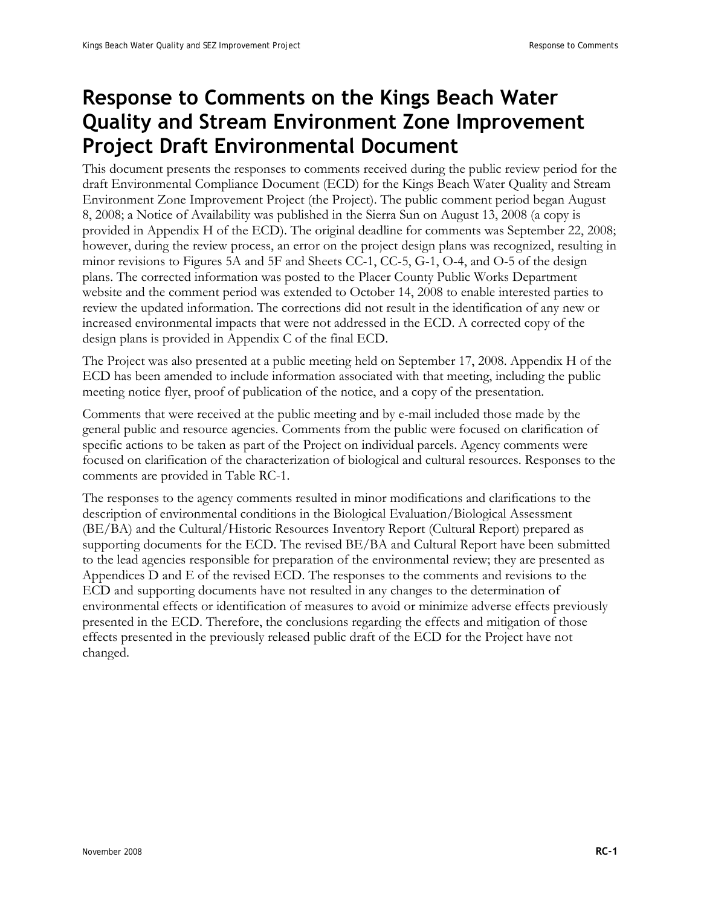# Response to Comments on the Kings Beach Water Quality and Stream Environment Zone Improvement Project Draft Environmental Document

This document presents the responses to comments received during the public review period for the draft Environmental Compliance Document (ECD) for the Kings Beach Water Quality and Stream Environment Zone Improvement Project (the Project). The public comment period began August 8, 2008; a Notice of Availability was published in the Sierra Sun on August 13, 2008 (a copy is provided in Appendix H of the ECD). The original deadline for comments was September 22, 2008; however, during the review process, an error on the project design plans was recognized, resulting in minor revisions to Figures 5A and 5F and Sheets CC-1, CC-5, G-1, O-4, and O-5 of the design plans. The corrected information was posted to the Placer County Public Works Department website and the comment period was extended to October 14, 2008 to enable interested parties to review the updated information. The corrections did not result in the identification of any new or increased environmental impacts that were not addressed in the ECD. A corrected copy of the design plans is provided in Appendix C of the final ECD.

The Project was also presented at a public meeting held on September 17, 2008. Appendix H of the ECD has been amended to include information associated with that meeting, including the public meeting notice flyer, proof of publication of the notice, and a copy of the presentation.

Comments that were received at the public meeting and by e-mail included those made by the general public and resource agencies. Comments from the public were focused on clarification of specific actions to be taken as part of the Project on individual parcels. Agency comments were focused on clarification of the characterization of biological and cultural resources. Responses to the comments are provided in Table RC-1.

The responses to the agency comments resulted in minor modifications and clarifications to the description of environmental conditions in the Biological Evaluation/Biological Assessment (BE/BA) and the Cultural/Historic Resources Inventory Report (Cultural Report) prepared as supporting documents for the ECD. The revised BE/BA and Cultural Report have been submitted to the lead agencies responsible for preparation of the environmental review; they are presented as Appendices D and E of the revised ECD. The responses to the comments and revisions to the ECD and supporting documents have not resulted in any changes to the determination of environmental effects or identification of measures to avoid or minimize adverse effects previously presented in the ECD. Therefore, the conclusions regarding the effects and mitigation of those effects presented in the previously released public draft of the ECD for the Project have not changed.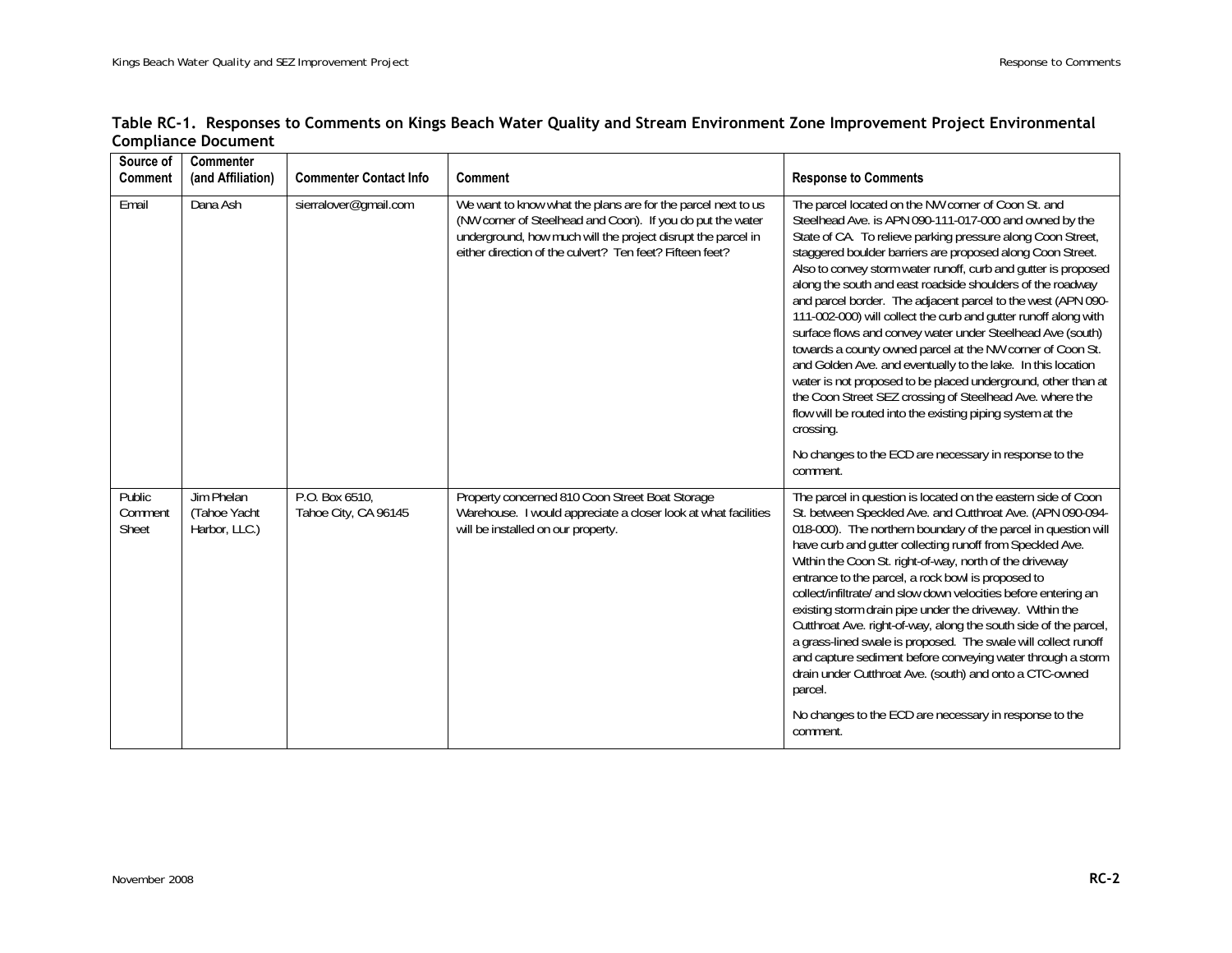## Table RC-1. Responses to Comments on Kings Beach Water Quality and Stream Environment Zone Improvement Project Environmental Compliance Document

| Source of Comment | Commenter (and Affiliation) | Commenter Contact Info | Comment | Response to Comments |
|---|---|---|---|---|
| Email | Dana Ash | sierralover@gmail.com | We want to know what the plans are for the parcel next to us (NW corner of Steelhead and Coon). If you do put the water underground, how much will the project disrupt the parcel in either direction of the culvert? Ten feet? Fifteen feet? | The parcel located on the NW corner of Coon St. and Steelhead Ave. is APN 090-111-017-000 and owned by the State of CA. To relieve parking pressure along Coon Street, staggered boulder barriers are proposed along Coon Street. Also to convey storm water runoff, curb and gutter is proposed along the south and east roadside shoulders of the roadway and parcel border. The adjacent parcel to the west (APN 090-111-002-000) will collect the curb and gutter runoff along with surface flows and convey water under Steelhead Ave (south) towards a county owned parcel at the NW corner of Coon St. and Golden Ave. and eventually to the lake. In this location water is not proposed to be placed underground, other than at the Coon Street SEZ crossing of Steelhead Ave. where the flow will be routed into the existing piping system at the crossing.<br><br>No changes to the ECD are necessary in response to the comment. |
| Public Comment Sheet | Jim Phelan (Tahoe Yacht Harbor, LLC.) | P.O. Box 6510, Tahoe City, CA 96145 | Property concerned 810 Coon Street Boat Storage Warehouse. I would appreciate a closer look at what facilities will be installed on our property. | The parcel in question is located on the eastern side of Coon St. between Speckled Ave. and Cutthroat Ave. (APN 090-094-018-000). The northern boundary of the parcel in question will have curb and gutter collecting runoff from Speckled Ave. Within the Coon St. right-of-way, north of the driveway entrance to the parcel, a rock bowl is proposed to collect/infiltrate/ and slow down velocities before entering an existing storm drain pipe under the driveway. Within the Cutthroat Ave. right-of-way, along the south side of the parcel, a grass-lined swale is proposed. The swale will collect runoff and capture sediment before conveying water through a storm drain under Cutthroat Ave. (south) and onto a CTC-owned parcel.<br><br>No changes to the ECD are necessary in response to the comment. |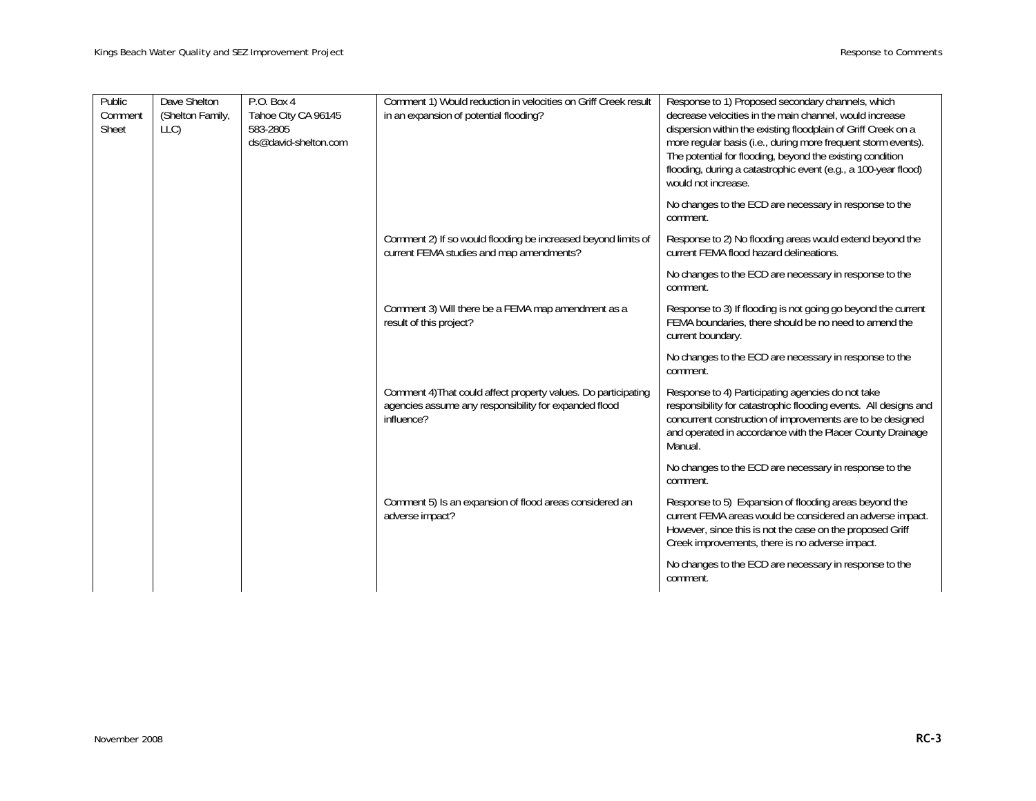| | | | | |
|---|---|---|---|---|
| Public Comment Sheet | Dave Shelton (Shelton Family, LLC) | P.O. Box 4<br>Tahoe City CA 96145<br>583-2805<br>ds@david-shelton.com | Comment 1) Would reduction in velocities on Griff Creek result in an expansion of potential flooding? | Response to 1) Proposed secondary channels, which decrease velocities in the main channel, would increase dispersion within the existing floodplain of Griff Creek on a more regular basis (i.e., during more frequent storm events). The potential for flooding, beyond the existing condition flooding, during a catastrophic event (e.g., a 100-year flood) would not increase.<br><br>No changes to the ECD are necessary in response to the comment. |
| | | | Comment 2) If so would flooding be increased beyond limits of current FEMA studies and map amendments? | Response to 2) No flooding areas would extend beyond the current FEMA flood hazard delineations.<br><br>No changes to the ECD are necessary in response to the comment. |
| | | | Comment 3) Will there be a FEMA map amendment as a result of this project? | Response to 3) If flooding is not going go beyond the current FEMA boundaries, there should be no need to amend the current boundary.<br><br>No changes to the ECD are necessary in response to the comment. |
| | | | Comment 4)That could affect property values. Do participating agencies assume any responsibility for expanded flood influence? | Response to 4) Participating agencies do not take responsibility for catastrophic flooding events. All designs and concurrent construction of improvements are to be designed and operated in accordance with the Placer County Drainage Manual.<br><br>No changes to the ECD are necessary in response to the comment. |
| | | | Comment 5) Is an expansion of flood areas considered an adverse impact? | Response to 5) Expansion of flooding areas beyond the current FEMA areas would be considered an adverse impact. However, since this is not the case on the proposed Griff Creek improvements, there is no adverse impact.<br><br>No changes to the ECD are necessary in response to the comment. |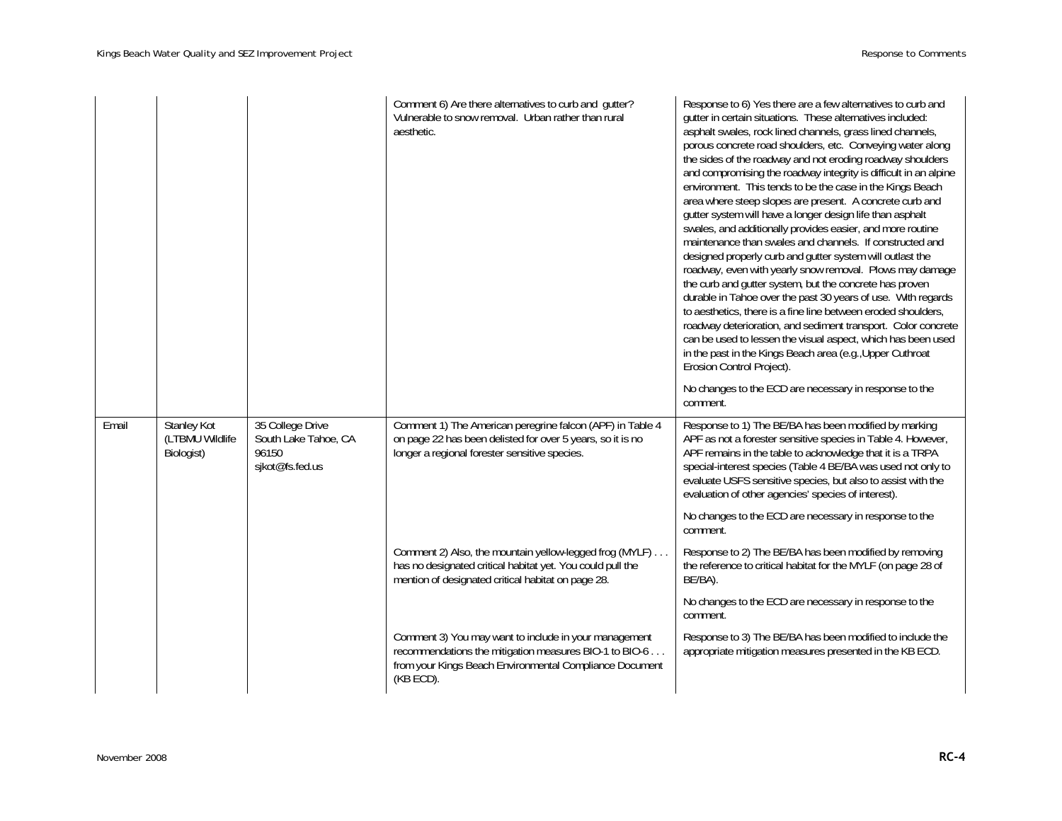| | | | Comment 6) Are there alternatives to curb and gutter? Vulnerable to snow removal. Urban rather than rural aesthetic. | Response to 6) Yes there are a few alternatives to curb and gutter in certain situations. These alternatives included: asphalt swales, rock lined channels, grass lined channels, porous concrete road shoulders, etc. Conveying water along the sides of the roadway and not eroding roadway shoulders and compromising the roadway integrity is difficult in an alpine environment. This tends to be the case in the Kings Beach area where steep slopes are present. A concrete curb and gutter system will have a longer design life than asphalt swales, and additionally provides easier, and more routine maintenance than swales and channels. If constructed and designed properly curb and gutter system will outlast the roadway, even with yearly snow removal. Plows may damage the curb and gutter system, but the concrete has proven durable in Tahoe over the past 30 years of use. With regards to aesthetics, there is a fine line between eroded shoulders, roadway deterioration, and sediment transport. Color concrete can be used to lessen the visual aspect, which has been used in the past in the Kings Beach area (e.g.,Upper Cuthroat Erosion Control Project).<br><br>No changes to the ECD are necessary in response to the comment. |
|---|---|---|---|---|
| Email | Stanley Kot (LTBMU Wildlife Biologist) | 35 College Drive South Lake Tahoe, CA 96150 sjkot@fs.fed.us | Comment 1) The American peregrine falcon (APF) in Table 4 on page 22 has been delisted for over 5 years, so it is no longer a regional forester sensitive species. | Response to 1) The BE/BA has been modified by marking APF as not a forester sensitive species in Table 4. However, APF remains in the table to acknowledge that it is a TRPA special-interest species (Table 4 BE/BA was used not only to evaluate USFS sensitive species, but also to assist with the evaluation of other agencies' species of interest).<br><br>No changes to the ECD are necessary in response to the comment. |
| | | | Comment 2) Also, the mountain yellow-legged frog (MYLF) . . . has no designated critical habitat yet. You could pull the mention of designated critical habitat on page 28. | Response to 2) The BE/BA has been modified by removing the reference to critical habitat for the MYLF (on page 28 of BE/BA).<br><br>No changes to the ECD are necessary in response to the comment. |
| | | | Comment 3) You may want to include in your management recommendations the mitigation measures BIO-1 to BIO-6 . . . from your Kings Beach Environmental Compliance Document (KB ECD). | Response to 3) The BE/BA has been modified to include the appropriate mitigation measures presented in the KB ECD. |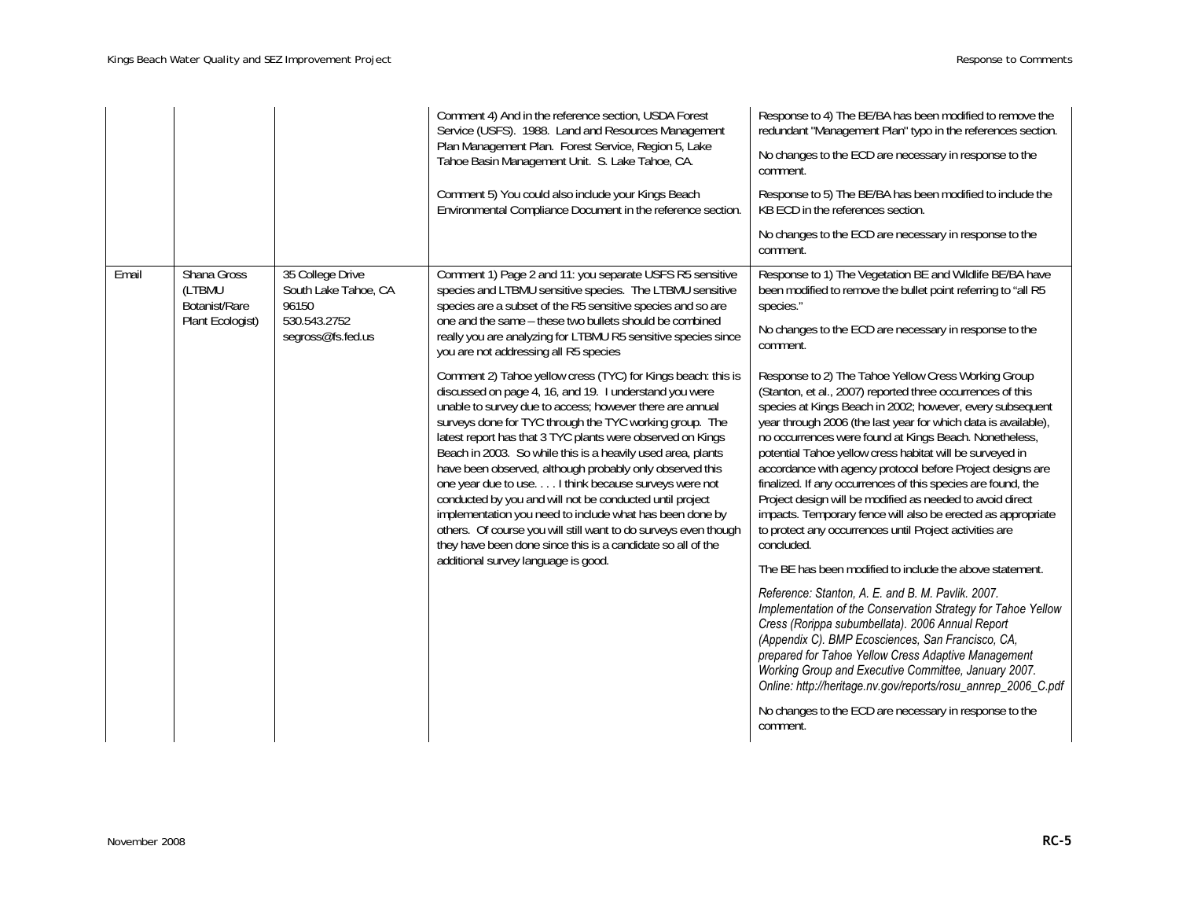| | | | | |
|---|---|---|---|---|
| | | | Comment 4) And in the reference section, USDA Forest Service (USFS). 1988. Land and Resources Management Plan Management Plan. Forest Service, Region 5, Lake Tahoe Basin Management Unit. S. Lake Tahoe, CA.<br><br>Comment 5) You could also include your Kings Beach Environmental Compliance Document in the reference section. | Response to 4) The BE/BA has been modified to remove the redundant "Management Plan" typo in the references section.<br><br>No changes to the ECD are necessary in response to the comment.<br><br>Response to 5) The BE/BA has been modified to include the KB ECD in the references section.<br><br>No changes to the ECD are necessary in response to the comment. |
| Email | Shana Gross (LTBMU Botanist/Rare Plant Ecologist) | 35 College Drive<br>South Lake Tahoe, CA 96150<br>530.543.2752<br>segross@fs.fed.us | Comment 1) Page 2 and 11: you separate USFS R5 sensitive species and LTBMU sensitive species. The LTBMU sensitive species are a subset of the R5 sensitive species and so are one and the same – these two bullets should be combined really you are analyzing for LTBMU R5 sensitive species since you are not addressing all R5 species<br><br>Comment 2) Tahoe yellow cress (TYC) for Kings beach: this is discussed on page 4, 16, and 19. I understand you were unable to survey due to access; however there are annual surveys done for TYC through the TYC working group. The latest report has that 3 TYC plants were observed on Kings Beach in 2003. So while this is a heavily used area, plants have been observed, although probably only observed this one year due to use. . . . I think because surveys were not conducted by you and will not be conducted until project implementation you need to include what has been done by others. Of course you will still want to do surveys even though they have been done since this is a candidate so all of the additional survey language is good. | Response to 1) The Vegetation BE and Wildlife BE/BA have been modified to remove the bullet point referring to "all R5 species."<br><br>No changes to the ECD are necessary in response to the comment.<br><br>Response to 2) The Tahoe Yellow Cress Working Group (Stanton, et al., 2007) reported three occurrences of this species at Kings Beach in 2002; however, every subsequent year through 2006 (the last year for which data is available), no occurrences were found at Kings Beach. Nonetheless, potential Tahoe yellow cress habitat will be surveyed in accordance with agency protocol before Project designs are finalized. If any occurrences of this species are found, the Project design will be modified as needed to avoid direct impacts. Temporary fence will also be erected as appropriate to protect any occurrences until Project activities are concluded.<br><br>The BE has been modified to include the above statement.<br><br>*Reference: Stanton, A. E. and B. M. Pavlik. 2007. Implementation of the Conservation Strategy for Tahoe Yellow Cress (Rorippa subumbellata). 2006 Annual Report (Appendix C). BMP Ecosciences, San Francisco, CA, prepared for Tahoe Yellow Cress Adaptive Management Working Group and Executive Committee, January 2007. Online: http://heritage.nv.gov/reports/rosu_annrep_2006_C.pdf*<br><br>No changes to the ECD are necessary in response to the comment. |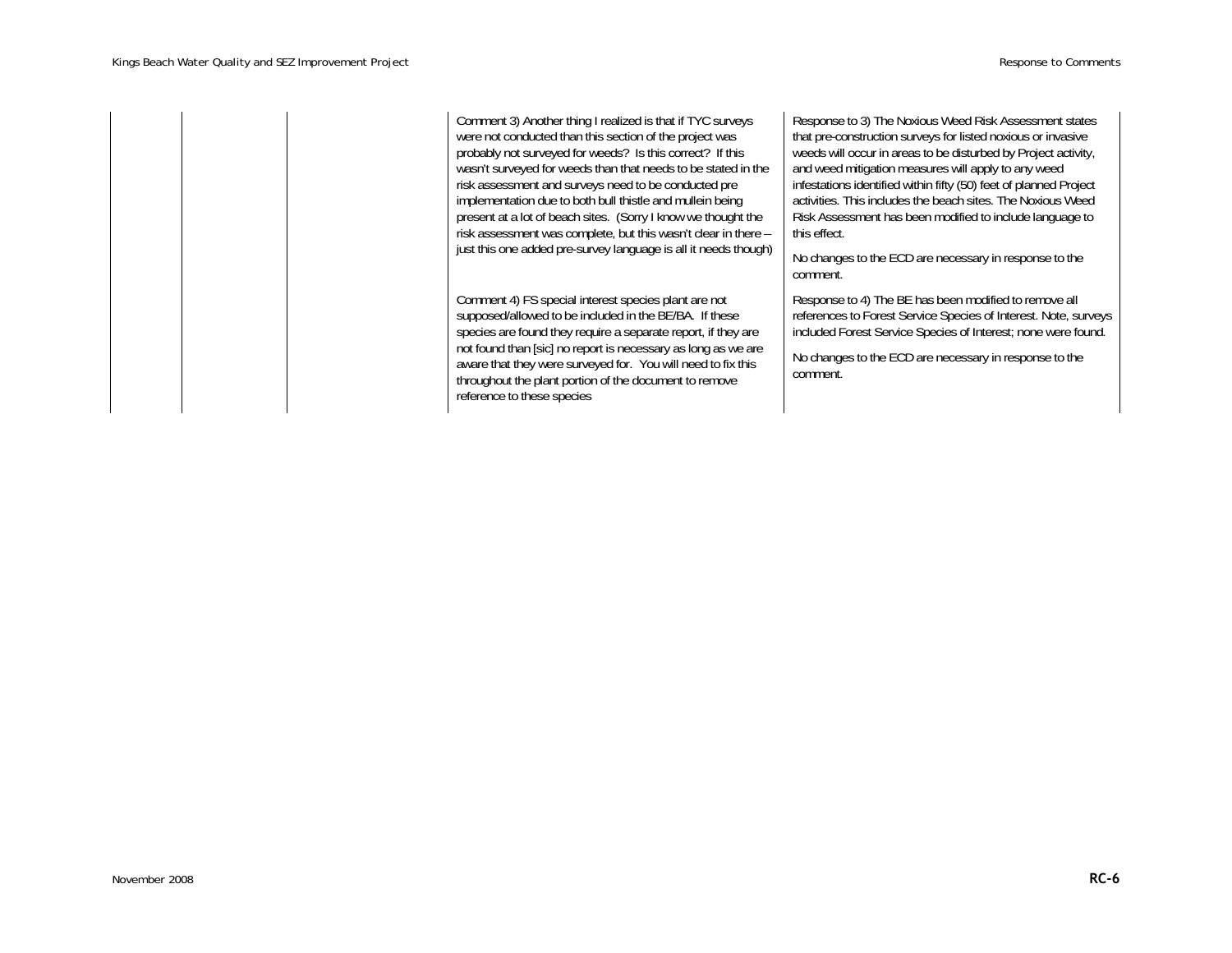| | | | | |
|---|---|---|---|---|
| | | | Comment 3) Another thing I realized is that if TYC surveys were not conducted than this section of the project was probably not surveyed for weeds? Is this correct? If this wasn't surveyed for weeds than that needs to be stated in the risk assessment and surveys need to be conducted pre implementation due to both bull thistle and mullein being present at a lot of beach sites. (Sorry I know we thought the risk assessment was complete, but this wasn't clear in there – just this one added pre-survey language is all it needs though) | Response to 3) The Noxious Weed Risk Assessment states that pre-construction surveys for listed noxious or invasive weeds will occur in areas to be disturbed by Project activity, and weed mitigation measures will apply to any weed infestations identified within fifty (50) feet of planned Project activities. This includes the beach sites. The Noxious Weed Risk Assessment has been modified to include language to this effect.<br><br>No changes to the ECD are necessary in response to the comment. |
| | | | Comment 4) FS special interest species plant are not supposed/allowed to be included in the BE/BA. If these species are found they require a separate report, if they are not found than [sic] no report is necessary as long as we are aware that they were surveyed for. You will need to fix this throughout the plant portion of the document to remove reference to these species | Response to 4) The BE has been modified to remove all references to Forest Service Species of Interest. Note, surveys included Forest Service Species of Interest; none were found.<br><br>No changes to the ECD are necessary in response to the comment. |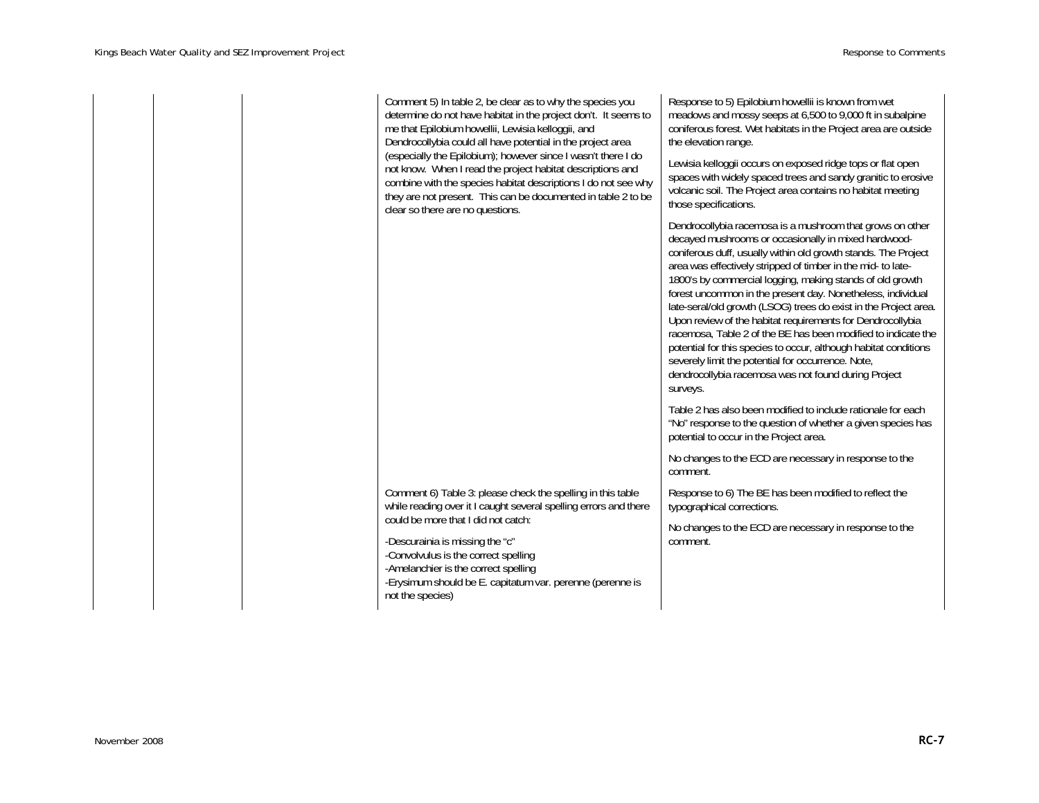| | | | | |
|---|---|---|---|---|
| | | | Comment 5) In table 2, be clear as to why the species you determine do not have habitat in the project don't. It seems to me that Epilobium howellii, Lewisia kelloggii, and Dendrocollybia could all have potential in the project area (especially the Epilobium); however since I wasn't there I do not know. When I read the project habitat descriptions and combine with the species habitat descriptions I do not see why they are not present. This can be documented in table 2 to be clear so there are no questions. | Response to 5) Epilobium howellii is known from wet meadows and mossy seeps at 6,500 to 9,000 ft in subalpine coniferous forest. Wet habitats in the Project area are outside the elevation range.<br><br>Lewisia kelloggii occurs on exposed ridge tops or flat open spaces with widely spaced trees and sandy granitic to erosive volcanic soil. The Project area contains no habitat meeting those specifications.<br><br>Dendrocollybia racemosa is a mushroom that grows on other decayed mushrooms or occasionally in mixed hardwood-coniferous duff, usually within old growth stands. The Project area was effectively stripped of timber in the mid- to late-1800's by commercial logging, making stands of old growth forest uncommon in the present day. Nonetheless, individual late-seral/old growth (LSOG) trees do exist in the Project area. Upon review of the habitat requirements for Dendrocollybia racemosa, Table 2 of the BE has been modified to indicate the potential for this species to occur, although habitat conditions severely limit the potential for occurrence. Note, dendrocollybia racemosa was not found during Project surveys.<br><br>Table 2 has also been modified to include rationale for each "No" response to the question of whether a given species has potential to occur in the Project area.<br><br>No changes to the ECD are necessary in response to the comment. |
| | | | Comment 6) Table 3: please check the spelling in this table while reading over it I caught several spelling errors and there could be more that I did not catch:<br><br>-Descurainia is missing the "c"<br>-Convolvulus is the correct spelling<br>-Amelanchier is the correct spelling<br>-Erysimum should be E. capitatum var. perenne (perenne is not the species) | Response to 6) The BE has been modified to reflect the typographical corrections.<br><br>No changes to the ECD are necessary in response to the comment. |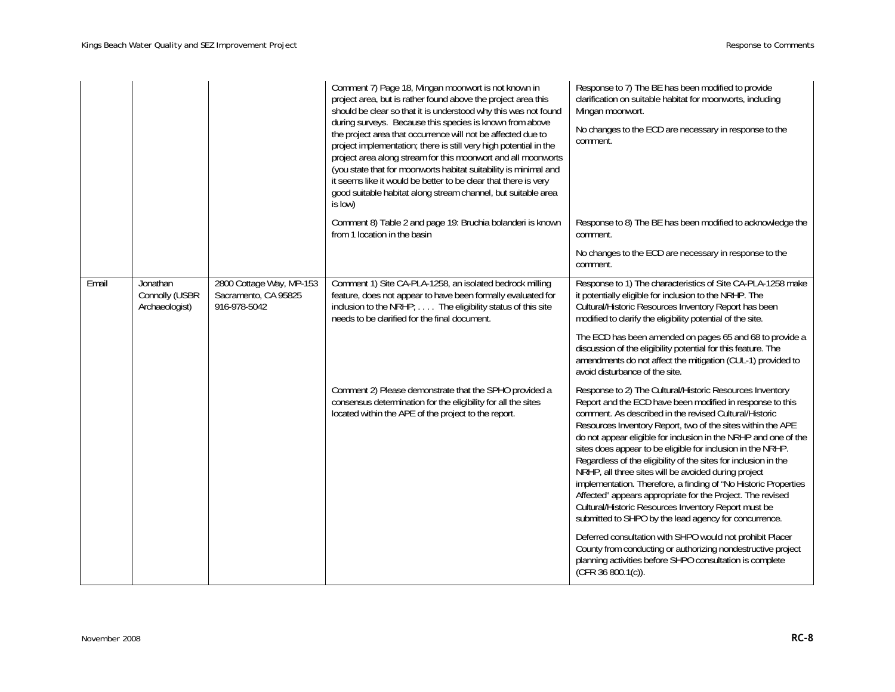| | | | | |
|---|---|---|---|---|
| | | | Comment 7) Page 18, Mingan moonwort is not known in project area, but is rather found above the project area this should be clear so that it is understood why this was not found during surveys. Because this species is known from above the project area that occurrence will not be affected due to project implementation; there is still very high potential in the project area along stream for this moonwort and all moonworts (you state that for moonworts habitat suitability is minimal and it seems like it would be better to be clear that there is very good suitable habitat along stream channel, but suitable area is low) | Response to 7) The BE has been modified to provide clarification on suitable habitat for moonworts, including Mingan moonwort.<br><br>No changes to the ECD are necessary in response to the comment. |
| | | | Comment 8) Table 2 and page 19: Bruchia bolanderi is known from 1 location in the basin | Response to 8) The BE has been modified to acknowledge the comment.<br><br>No changes to the ECD are necessary in response to the comment. |
| Email | Jonathan Connolly (USBR Archaeologist) | 2800 Cottage Way, MP-153 Sacramento, CA 95825 916-978-5042 | Comment 1) Site CA-PLA-1258, an isolated bedrock milling feature, does not appear to have been formally evaluated for inclusion to the NRHP; . . . . The eligibility status of this site needs to be clarified for the final document. | Response to 1) The characteristics of Site CA-PLA-1258 make it potentially eligible for inclusion to the NRHP. The Cultural/Historic Resources Inventory Report has been modified to clarify the eligibility potential of the site.<br><br>The ECD has been amended on pages 65 and 68 to provide a discussion of the eligibility potential for this feature. The amendments do not affect the mitigation (CUL-1) provided to avoid disturbance of the site. |
| | | | Comment 2) Please demonstrate that the SPHO provided a consensus determination for the eligibility for all the sites located within the APE of the project to the report. | Response to 2) The Cultural/Historic Resources Inventory Report and the ECD have been modified in response to this comment. As described in the revised Cultural/Historic Resources Inventory Report, two of the sites within the APE do not appear eligible for inclusion in the NRHP and one of the sites does appear to be eligible for inclusion in the NRHP. Regardless of the eligibility of the sites for inclusion in the NRHP, all three sites will be avoided during project implementation. Therefore, a finding of "No Historic Properties Affected" appears appropriate for the Project. The revised Cultural/Historic Resources Inventory Report must be submitted to SHPO by the lead agency for concurrence.<br><br>Deferred consultation with SHPO would not prohibit Placer County from conducting or authorizing nondestructive project planning activities before SHPO consultation is complete (CFR 36 800.1(c)). |